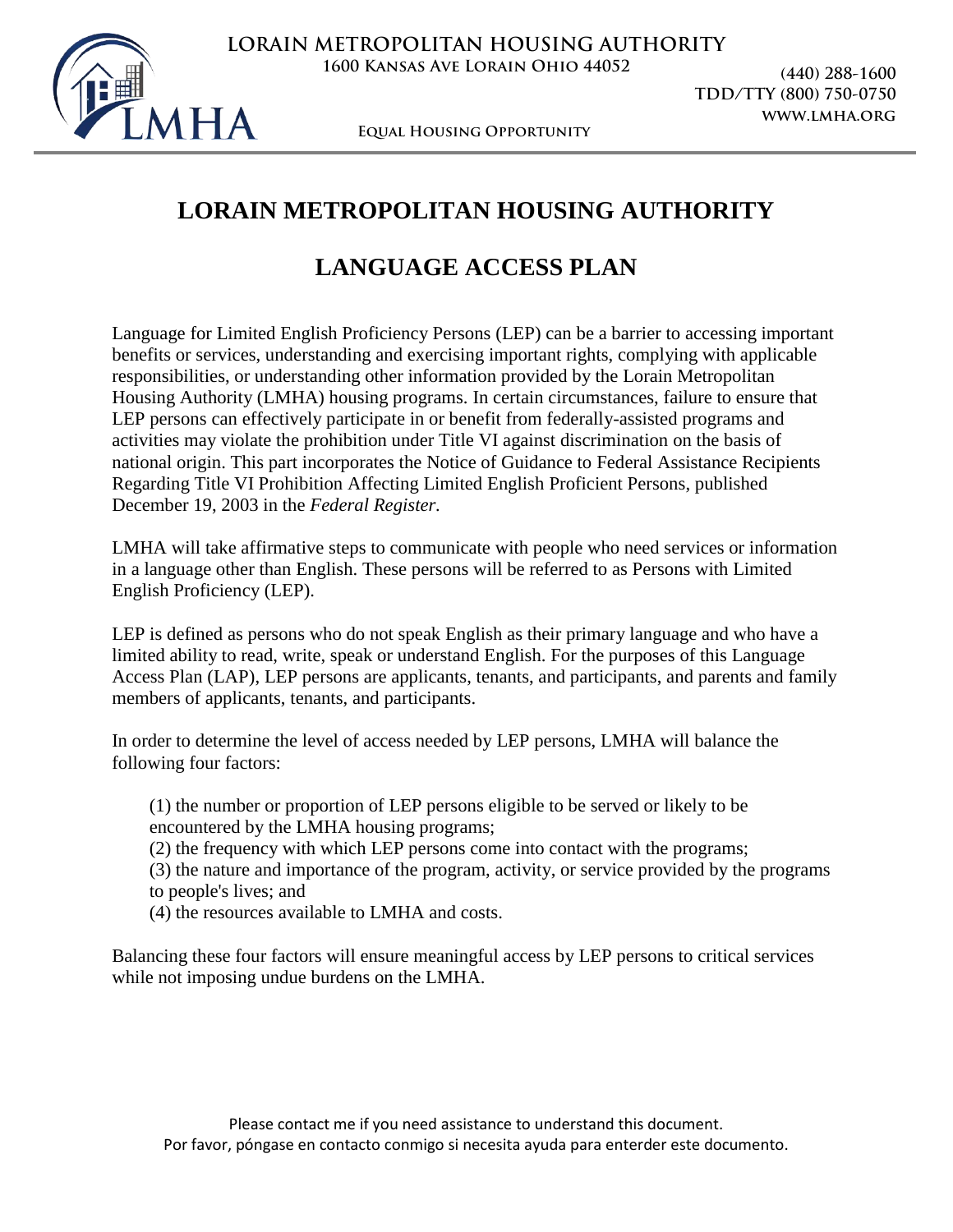LORAIN METROPOLITAN HOUSING AUTHORITY
1600 Kansas Ave Lorain Ohio 44052

(440) 288-1600
TDD/TTY (800) 750-0750
WWW.LMHA.ORG

Equal Housing Opportunity

# LORAIN METROPOLITAN HOUSING AUTHORITY

# LANGUAGE ACCESS PLAN

Language for Limited English Proficiency Persons (LEP) can be a barrier to accessing important benefits or services, understanding and exercising important rights, complying with applicable responsibilities, or understanding other information provided by the Lorain Metropolitan Housing Authority (LMHA) housing programs. In certain circumstances, failure to ensure that LEP persons can effectively participate in or benefit from federally-assisted programs and activities may violate the prohibition under Title VI against discrimination on the basis of national origin. This part incorporates the Notice of Guidance to Federal Assistance Recipients Regarding Title VI Prohibition Affecting Limited English Proficient Persons, published December 19, 2003 in the *Federal Register*.

LMHA will take affirmative steps to communicate with people who need services or information in a language other than English. These persons will be referred to as Persons with Limited English Proficiency (LEP).

LEP is defined as persons who do not speak English as their primary language and who have a limited ability to read, write, speak or understand English. For the purposes of this Language Access Plan (LAP), LEP persons are applicants, tenants, and participants, and parents and family members of applicants, tenants, and participants.

In order to determine the level of access needed by LEP persons, LMHA will balance the following four factors:

(1) the number or proportion of LEP persons eligible to be served or likely to be encountered by the LMHA housing programs;
(2) the frequency with which LEP persons come into contact with the programs;
(3) the nature and importance of the program, activity, or service provided by the programs to people's lives; and
(4) the resources available to LMHA and costs.

Balancing these four factors will ensure meaningful access by LEP persons to critical services while not imposing undue burdens on the LMHA.

Please contact me if you need assistance to understand this document.
Por favor, póngase en contacto conmigo si necesita ayuda para enterder este documento.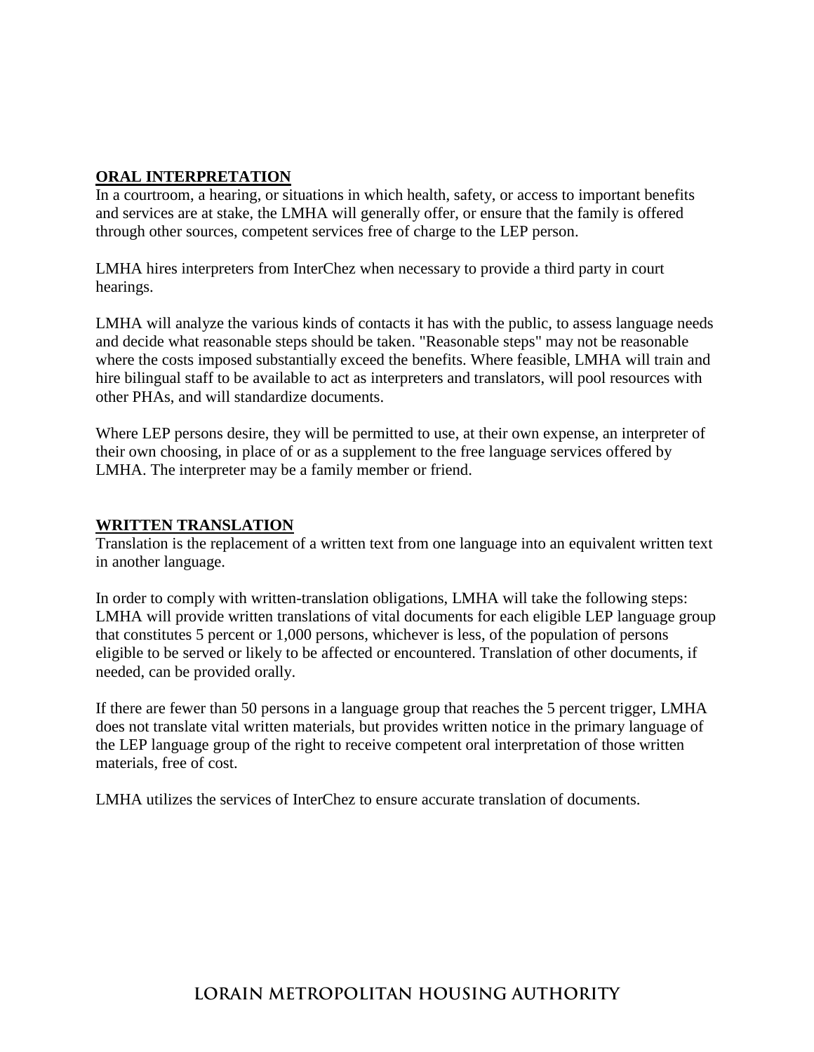## ORAL INTERPRETATION

In a courtroom, a hearing, or situations in which health, safety, or access to important benefits and services are at stake, the LMHA will generally offer, or ensure that the family is offered through other sources, competent services free of charge to the LEP person.

LMHA hires interpreters from InterChez when necessary to provide a third party in court hearings.

LMHA will analyze the various kinds of contacts it has with the public, to assess language needs and decide what reasonable steps should be taken. "Reasonable steps" may not be reasonable where the costs imposed substantially exceed the benefits. Where feasible, LMHA will train and hire bilingual staff to be available to act as interpreters and translators, will pool resources with other PHAs, and will standardize documents.

Where LEP persons desire, they will be permitted to use, at their own expense, an interpreter of their own choosing, in place of or as a supplement to the free language services offered by LMHA. The interpreter may be a family member or friend.

## WRITTEN TRANSLATION

Translation is the replacement of a written text from one language into an equivalent written text in another language.

In order to comply with written-translation obligations, LMHA will take the following steps: LMHA will provide written translations of vital documents for each eligible LEP language group that constitutes 5 percent or 1,000 persons, whichever is less, of the population of persons eligible to be served or likely to be affected or encountered. Translation of other documents, if needed, can be provided orally.

If there are fewer than 50 persons in a language group that reaches the 5 percent trigger, LMHA does not translate vital written materials, but provides written notice in the primary language of the LEP language group of the right to receive competent oral interpretation of those written materials, free of cost.

LMHA utilizes the services of InterChez to ensure accurate translation of documents.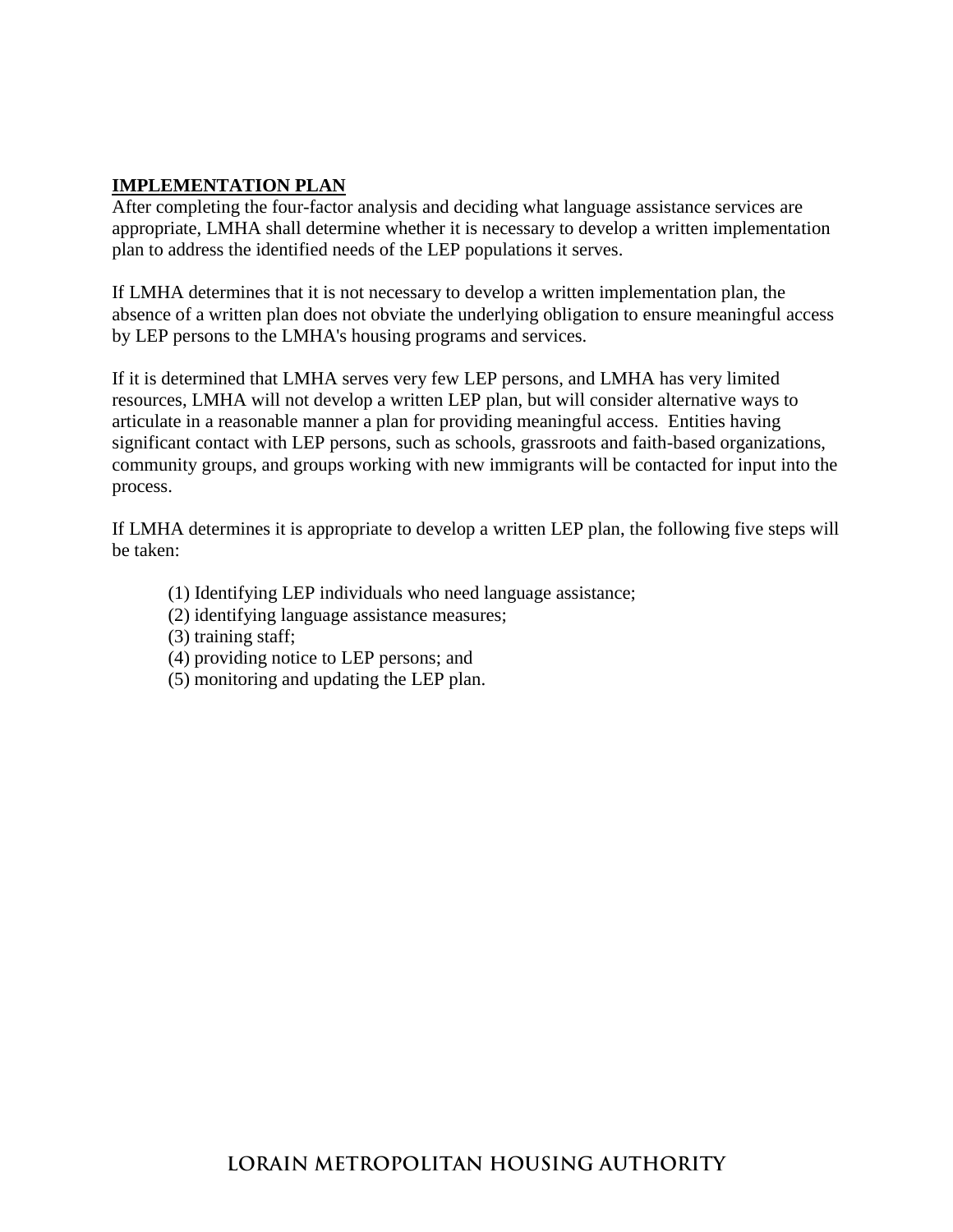**IMPLEMENTATION PLAN**

After completing the four-factor analysis and deciding what language assistance services are appropriate, LMHA shall determine whether it is necessary to develop a written implementation plan to address the identified needs of the LEP populations it serves.

If LMHA determines that it is not necessary to develop a written implementation plan, the absence of a written plan does not obviate the underlying obligation to ensure meaningful access by LEP persons to the LMHA's housing programs and services.

If it is determined that LMHA serves very few LEP persons, and LMHA has very limited resources, LMHA will not develop a written LEP plan, but will consider alternative ways to articulate in a reasonable manner a plan for providing meaningful access. Entities having significant contact with LEP persons, such as schools, grassroots and faith-based organizations, community groups, and groups working with new immigrants will be contacted for input into the process.

If LMHA determines it is appropriate to develop a written LEP plan, the following five steps will be taken:

(1) Identifying LEP individuals who need language assistance;
(2) identifying language assistance measures;
(3) training staff;
(4) providing notice to LEP persons; and
(5) monitoring and updating the LEP plan.